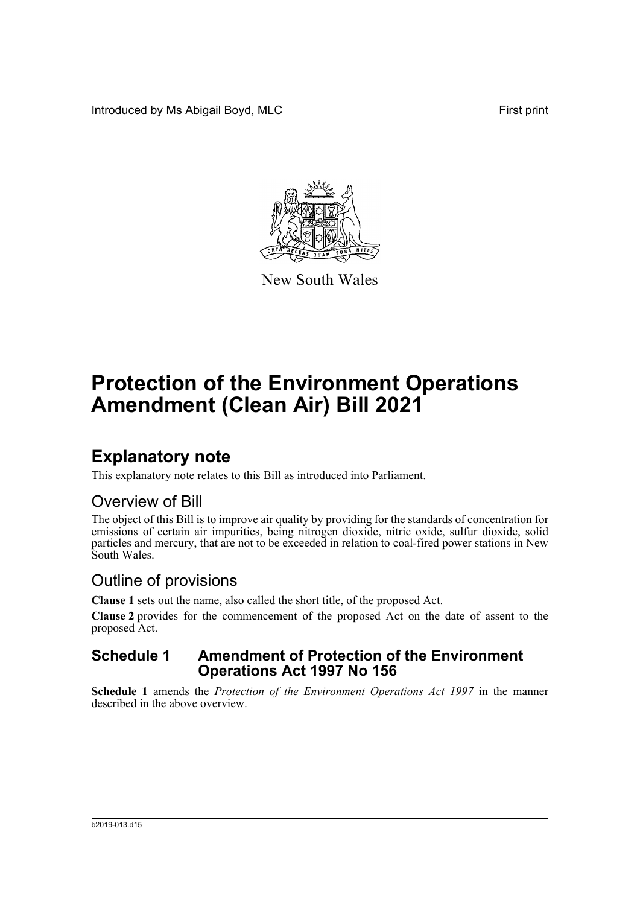Introduced by Ms Abigail Boyd, MLC First print

New South Wales

# Protection of the Environment Operations Amendment (Clean Air) Bill 2021

## Explanatory note

This explanatory note relates to this Bill as introduced into Parliament.

### Overview of Bill

The object of this Bill is to improve air quality by providing for the standards of concentration for emissions of certain air impurities, being nitrogen dioxide, nitric oxide, sulfur dioxide, solid particles and mercury, that are not to be exceeded in relation to coal-fired power stations in New South Wales.

### Outline of provisions

**Clause 1** sets out the name, also called the short title, of the proposed Act.

**Clause 2** provides for the commencement of the proposed Act on the date of assent to the proposed Act.

### Schedule 1 Amendment of Protection of the Environment Operations Act 1997 No 156

**Schedule 1** amends the *Protection of the Environment Operations Act 1997* in the manner described in the above overview.

b2019-013.d15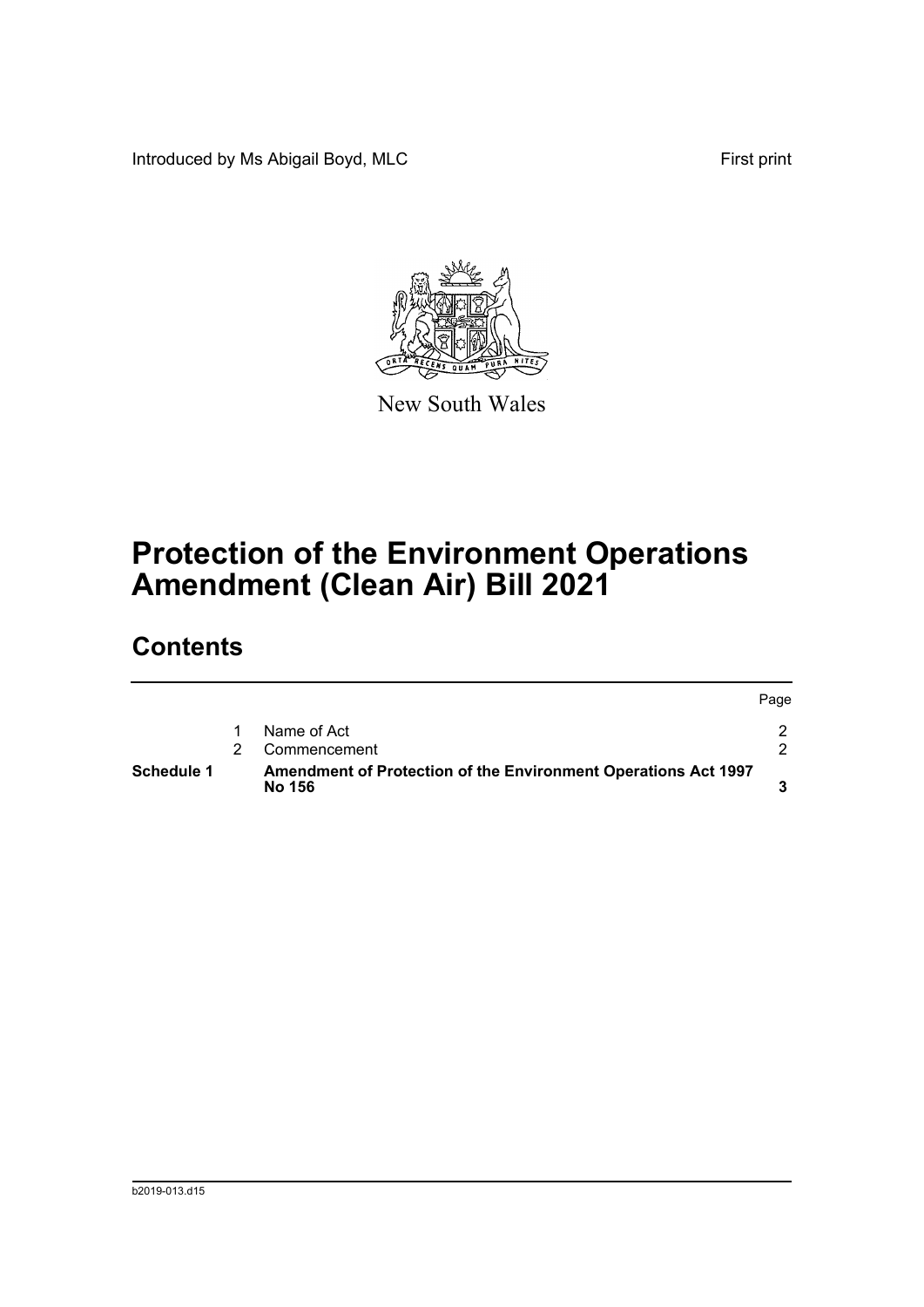Introduced by Ms Abigail Boyd, MLC

First print

New South Wales

# Protection of the Environment Operations Amendment (Clean Air) Bill 2021

## Contents

| | | | Page |
|---|---|---|---|
| | 1 | Name of Act | 2 |
| | 2 | Commencement | 2 |
| **Schedule 1** | | **Amendment of Protection of the Environment Operations Act 1997 No 156** | **3** |

b2019-013.d15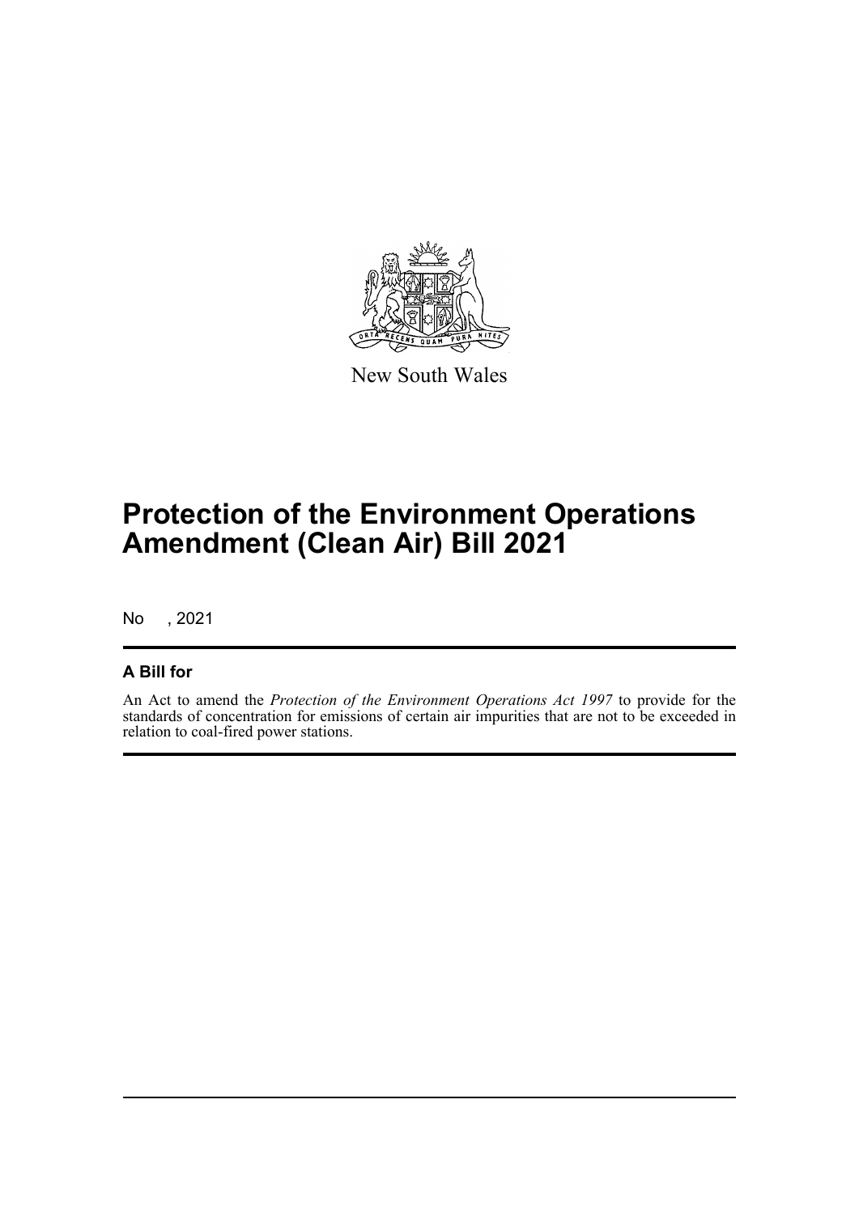New South Wales

# Protection of the Environment Operations Amendment (Clean Air) Bill 2021

No , 2021

## A Bill for

An Act to amend the *Protection of the Environment Operations Act 1997* to provide for the standards of concentration for emissions of certain air impurities that are not to be exceeded in relation to coal-fired power stations.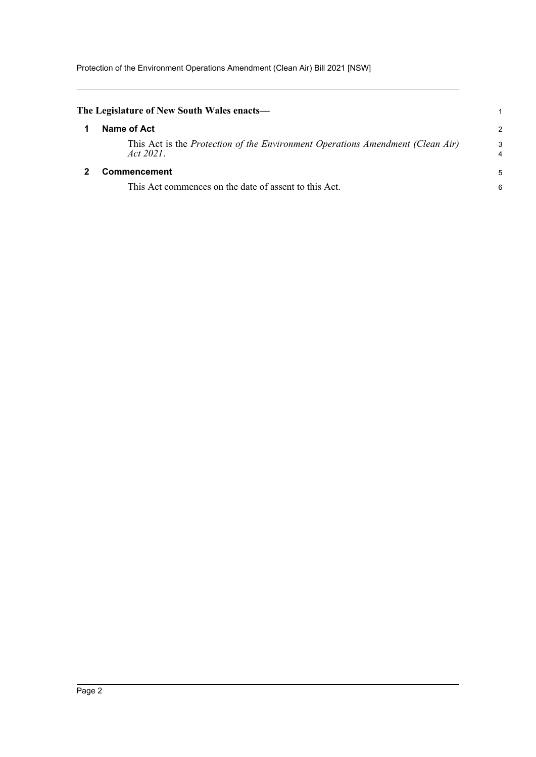**The Legislature of New South Wales enacts—**

## 1 Name of Act

This Act is the *Protection of the Environment Operations Amendment (Clean Air) Act 2021*.

## 2 Commencement

This Act commences on the date of assent to this Act.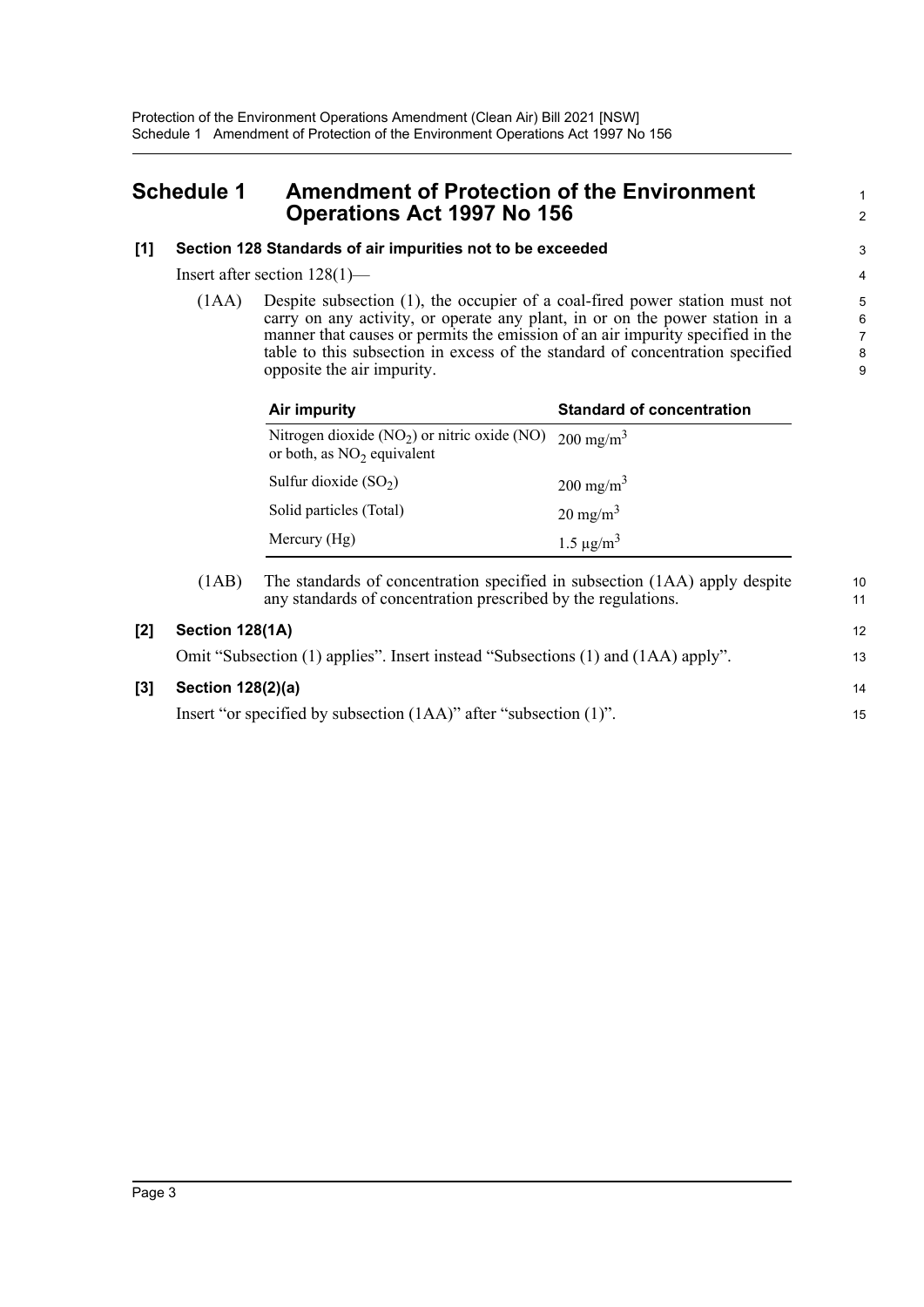# Schedule 1 Amendment of Protection of the Environment Operations Act 1997 No 156

## [1] Section 128 Standards of air impurities not to be exceeded

Insert after section 128(1)—

(1AA) Despite subsection (1), the occupier of a coal-fired power station must not carry on any activity, or operate any plant, in or on the power station in a manner that causes or permits the emission of an air impurity specified in the table to this subsection in excess of the standard of concentration specified opposite the air impurity.

| Air impurity | Standard of concentration |
|---|---|
| Nitrogen dioxide ($NO_2$) or nitric oxide (NO) or both, as $NO_2$ equivalent | 200 $mg/m^3$ |
| Sulfur dioxide ($SO_2$) | 200 $mg/m^3$ |
| Solid particles (Total) | 20 $mg/m^3$ |
| Mercury (Hg) | 1.5 $\mu g/m^3$ |

(1AB) The standards of concentration specified in subsection (1AA) apply despite any standards of concentration prescribed by the regulations.

## [2] Section 128(1A)

Omit "Subsection (1) applies". Insert instead "Subsections (1) and (1AA) apply".

## [3] Section 128(2)(a)

Insert "or specified by subsection (1AA)" after "subsection (1)".